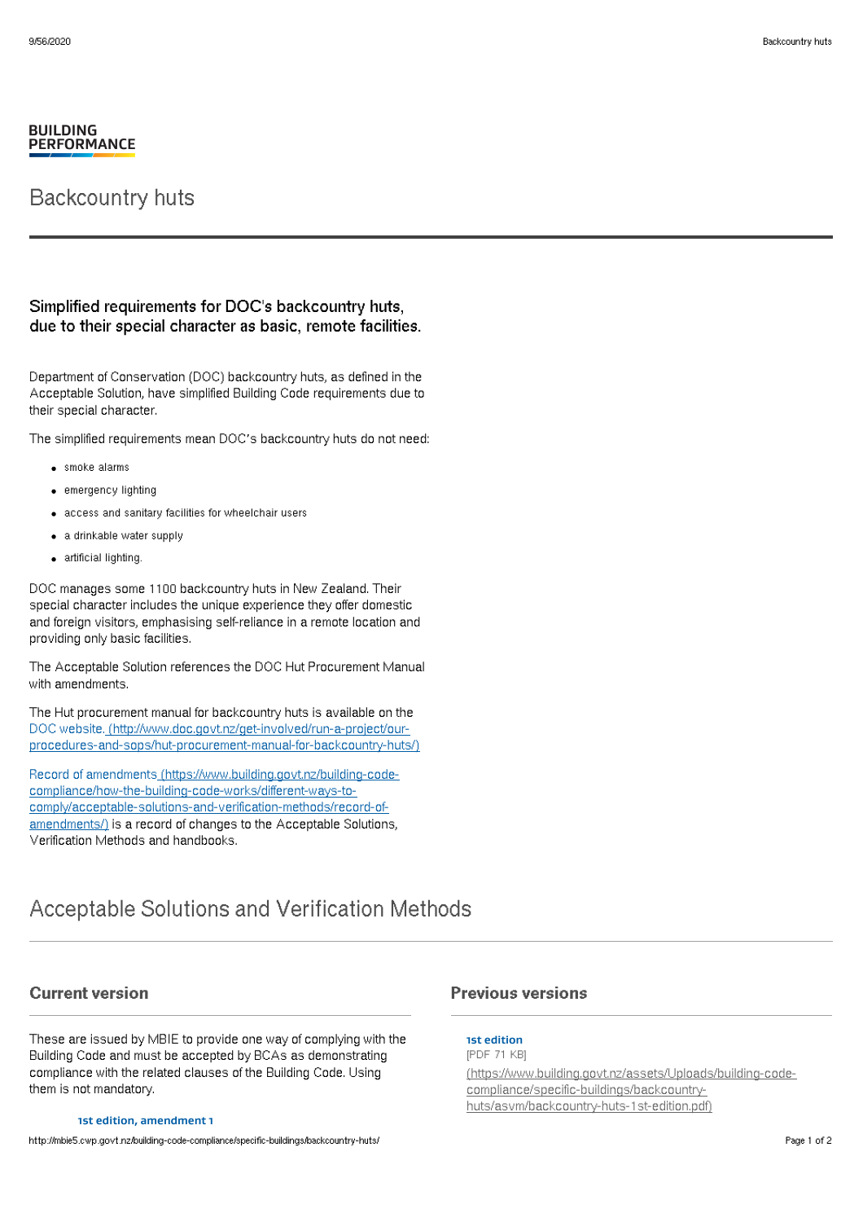BUILDING
PERFORMANCE

# Backcountry huts

### Simplified requirements for DOC's backcountry huts, due to their special character as basic, remote facilities.

Department of Conservation (DOC) backcountry huts, as defined in the Acceptable Solution, have simplified Building Code requirements due to their special character.

The simplified requirements mean DOC's backcountry huts do not need:

- smoke alarms
- emergency lighting
- access and sanitary facilities for wheelchair users
- a drinkable water supply
- artificial lighting.

DOC manages some 1100 backcountry huts in New Zealand. Their special character includes the unique experience they offer domestic and foreign visitors, emphasising self-reliance in a remote location and providing only basic facilities.

The Acceptable Solution references the DOC Hut Procurement Manual with amendments.

The Hut procurement manual for backcountry huts is available on the DOC website. (http://www.doc.govt.nz/get-involved/run-a-project/our-procedures-and-sops/hut-procurement-manual-for-backcountry-huts/)

Record of amendments (https://www.building.govt.nz/building-code-compliance/how-the-building-code-works/different-ways-to-comply/acceptable-solutions-and-verification-methods/record-of-amendments/) is a record of changes to the Acceptable Solutions, Verification Methods and handbooks.

## Acceptable Solutions and Verification Methods

### Current version

These are issued by MBIE to provide one way of complying with the Building Code and must be accepted by BCAs as demonstrating compliance with the related clauses of the Building Code. Using them is not mandatory.

**1st edition, amendment 1**

### Previous versions

**1st edition**
[PDF 71 KB]
(https://www.building.govt.nz/assets/Uploads/building-code-compliance/specific-buildings/backcountry-huts/asvm/backcountry-huts-1st-edition.pdf)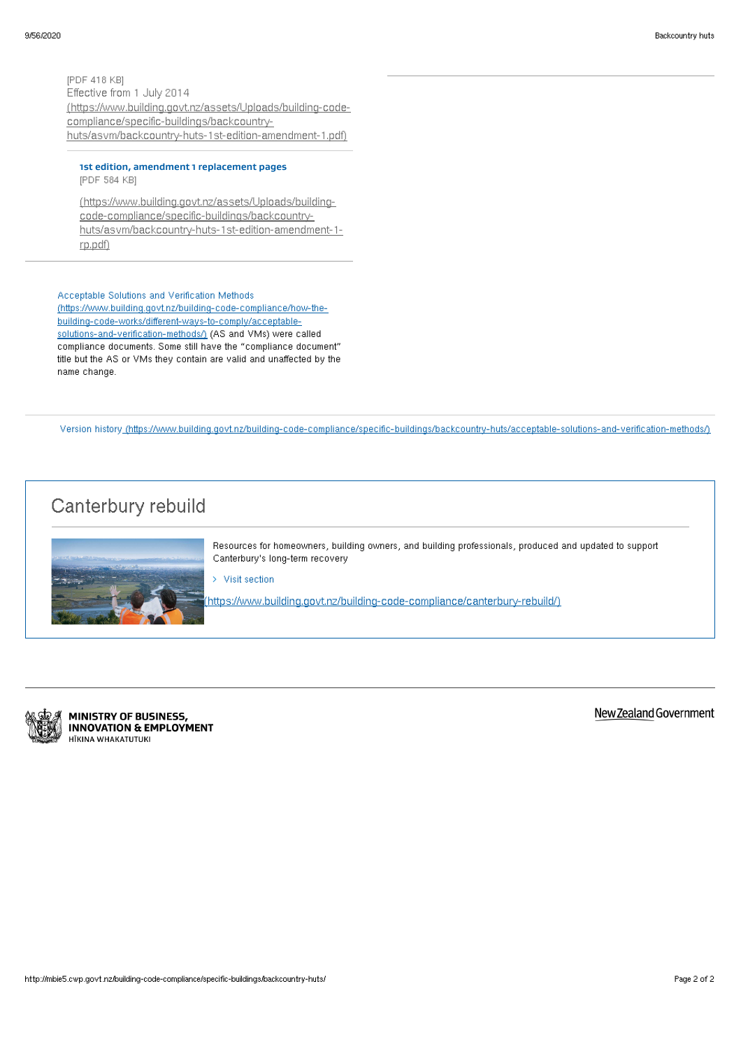[PDF 418 KB]
Effective from 1 July 2014
(https://www.building.govt.nz/assets/Uploads/building-code-compliance/specific-buildings/backcountry-huts/asvm/backcountry-huts-1st-edition-amendment-1.pdf)

**1st edition, amendment 1 replacement pages**
[PDF 584 KB]

(https://www.building.govt.nz/assets/Uploads/building-code-compliance/specific-buildings/backcountry-huts/asvm/backcountry-huts-1st-edition-amendment-1-rp.pdf)

Acceptable Solutions and Verification Methods (https://www.building.govt.nz/building-code-compliance/how-the-building-code-works/different-ways-to-comply/acceptable-solutions-and-verification-methods/) (AS and VMs) were called compliance documents. Some still have the "compliance document" title but the AS or VMs they contain are valid and unaffected by the name change.

Version history (https://www.building.govt.nz/building-code-compliance/specific-buildings/backcountry-huts/acceptable-solutions-and-verification-methods/)

## Canterbury rebuild

Resources for homeowners, building owners, and building professionals, produced and updated to support Canterbury's long-term recovery

> Visit section

(https://www.building.govt.nz/building-code-compliance/canterbury-rebuild/)

MINISTRY OF BUSINESS, INNOVATION & EMPLOYMENT
HĪKINA WHAKATUTUKI

New Zealand Government